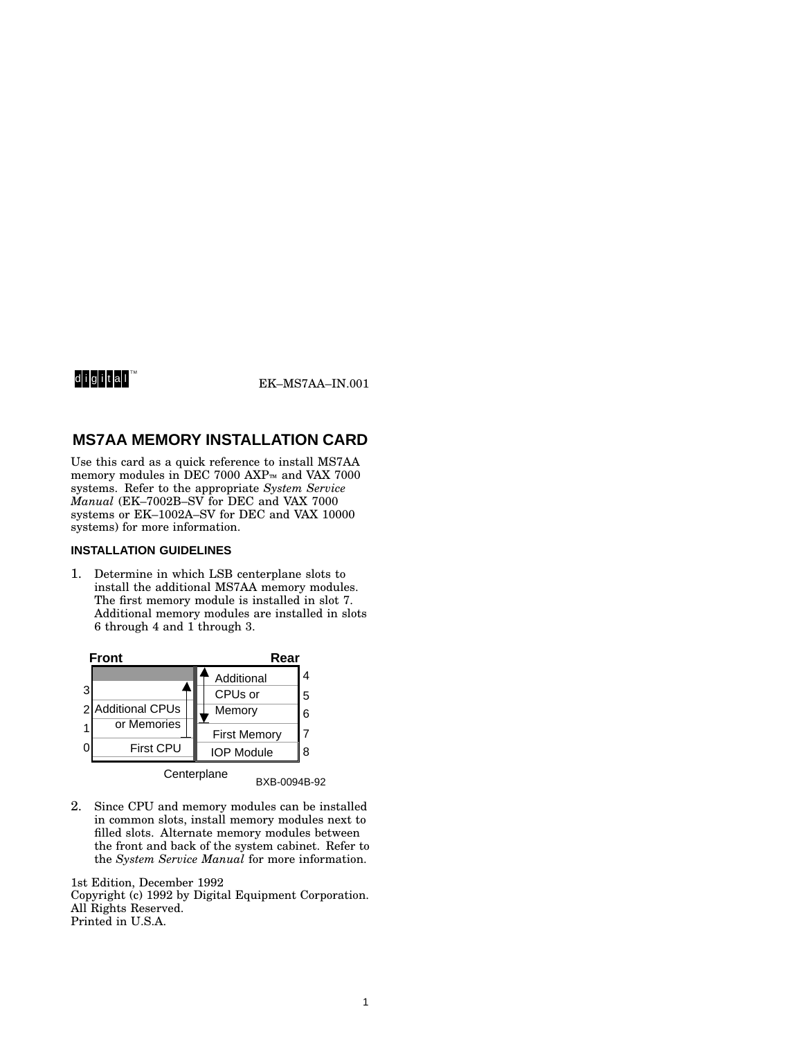digital™ EK–MS7AA–IN.001

# MS7AA MEMORY INSTALLATION CARD

Use this card as a quick reference to install MS7AA memory modules in DEC 7000 AXP™ and VAX 7000 systems. Refer to the appropriate *System Service Manual* (EK–7002B–SV for DEC and VAX 7000 systems or EK–1002A–SV for DEC and VAX 10000 systems) for more information.

### INSTALLATION GUIDELINES

1. Determine in which LSB centerplane slots to install the additional MS7AA memory modules. The first memory module is installed in slot 7. Additional memory modules are installed in slots 6 through 4 and 1 through 3.

| Front Slot | Front | Rear | Rear Slot |
|---|---|---|---|
| | | Additional CPUs or Memory | 4 |
| 3 | Additional CPUs or Memories | Additional CPUs or Memory | 5 |
| 2 | Additional CPUs or Memories | Additional CPUs or Memory | 6 |
| 1 | Additional CPUs or Memories | First Memory | 7 |
| 0 | First CPU | IOP Module | 8 |

Centerplane

BXB-0094B-92

2. Since CPU and memory modules can be installed in common slots, install memory modules next to filled slots. Alternate memory modules between the front and back of the system cabinet. Refer to the *System Service Manual* for more information.

1st Edition, December 1992
Copyright (c) 1992 by Digital Equipment Corporation.
All Rights Reserved.
Printed in U.S.A.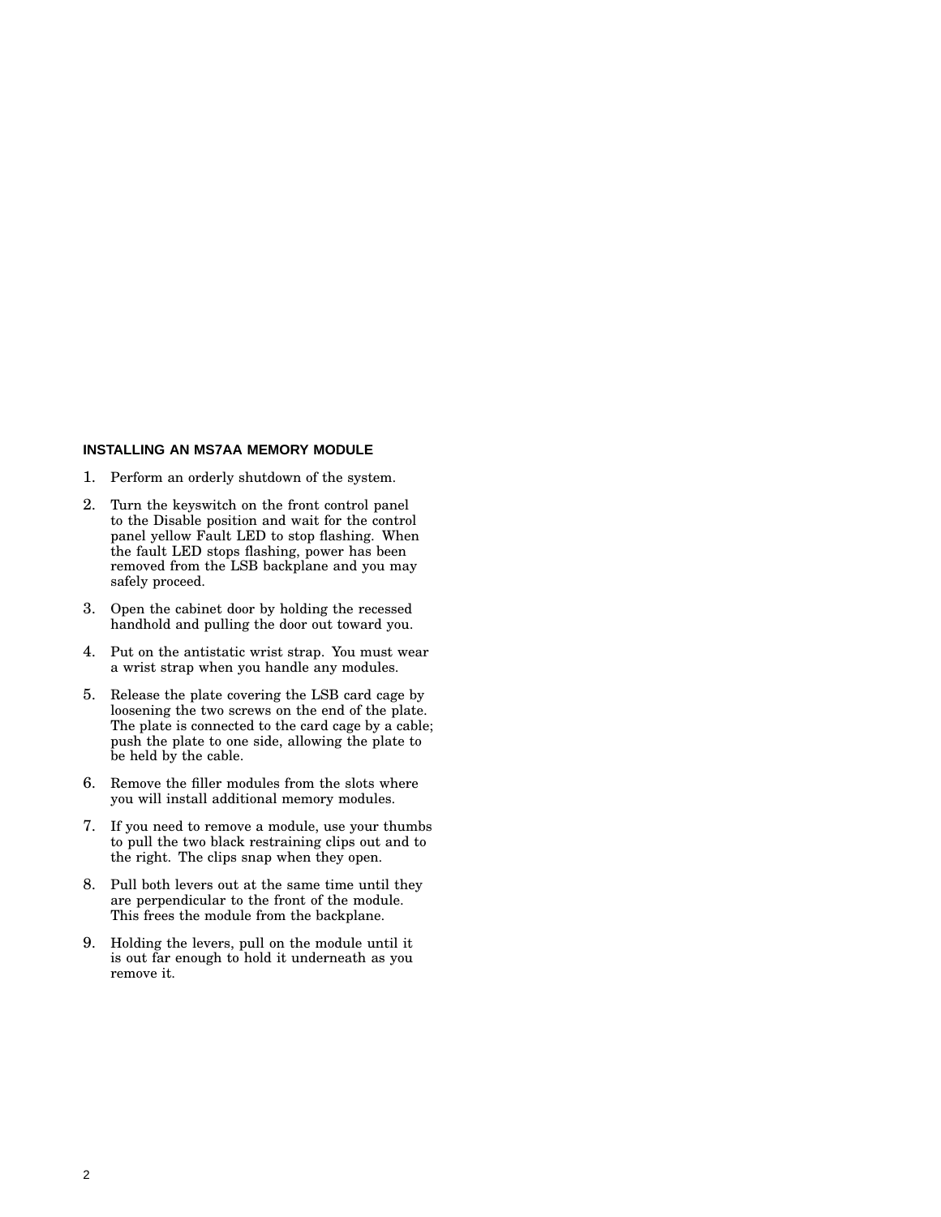## INSTALLING AN MS7AA MEMORY MODULE

1. Perform an orderly shutdown of the system.
2. Turn the keyswitch on the front control panel to the Disable position and wait for the control panel yellow Fault LED to stop flashing. When the fault LED stops flashing, power has been removed from the LSB backplane and you may safely proceed.
3. Open the cabinet door by holding the recessed handhold and pulling the door out toward you.
4. Put on the antistatic wrist strap. You must wear a wrist strap when you handle any modules.
5. Release the plate covering the LSB card cage by loosening the two screws on the end of the plate. The plate is connected to the card cage by a cable; push the plate to one side, allowing the plate to be held by the cable.
6. Remove the filler modules from the slots where you will install additional memory modules.
7. If you need to remove a module, use your thumbs to pull the two black restraining clips out and to the right. The clips snap when they open.
8. Pull both levers out at the same time until they are perpendicular to the front of the module. This frees the module from the backplane.
9. Holding the levers, pull on the module until it is out far enough to hold it underneath as you remove it.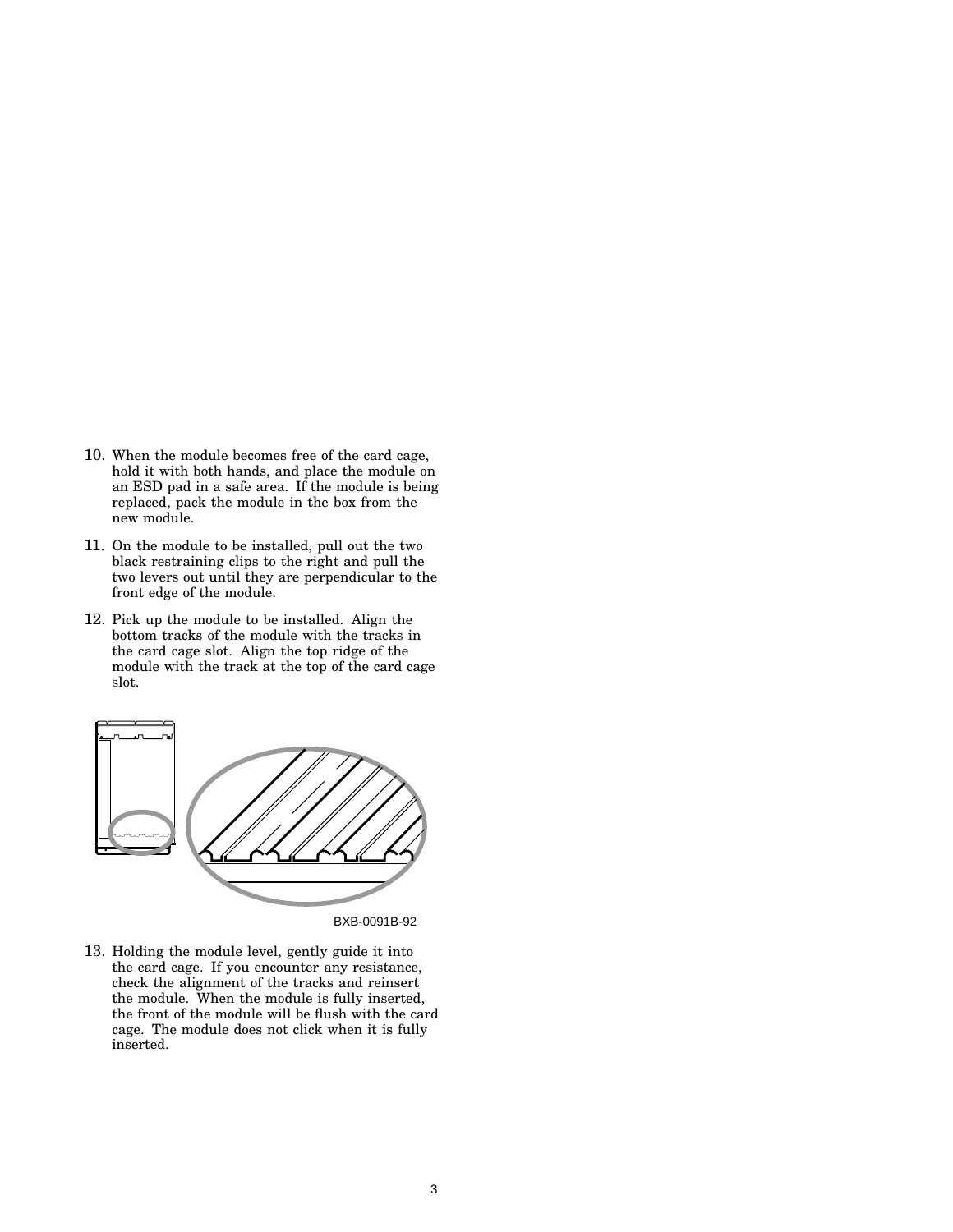10. When the module becomes free of the card cage, hold it with both hands, and place the module on an ESD pad in a safe area. If the module is being replaced, pack the module in the box from the new module.

11. On the module to be installed, pull out the two black restraining clips to the right and pull the two levers out until they are perpendicular to the front edge of the module.

12. Pick up the module to be installed. Align the bottom tracks of the module with the tracks in the card cage slot. Align the top ridge of the module with the track at the top of the card cage slot.

BXB-0091B-92

13. Holding the module level, gently guide it into the card cage. If you encounter any resistance, check the alignment of the tracks and reinsert the module. When the module is fully inserted, the front of the module will be flush with the card cage. The module does not click when it is fully inserted.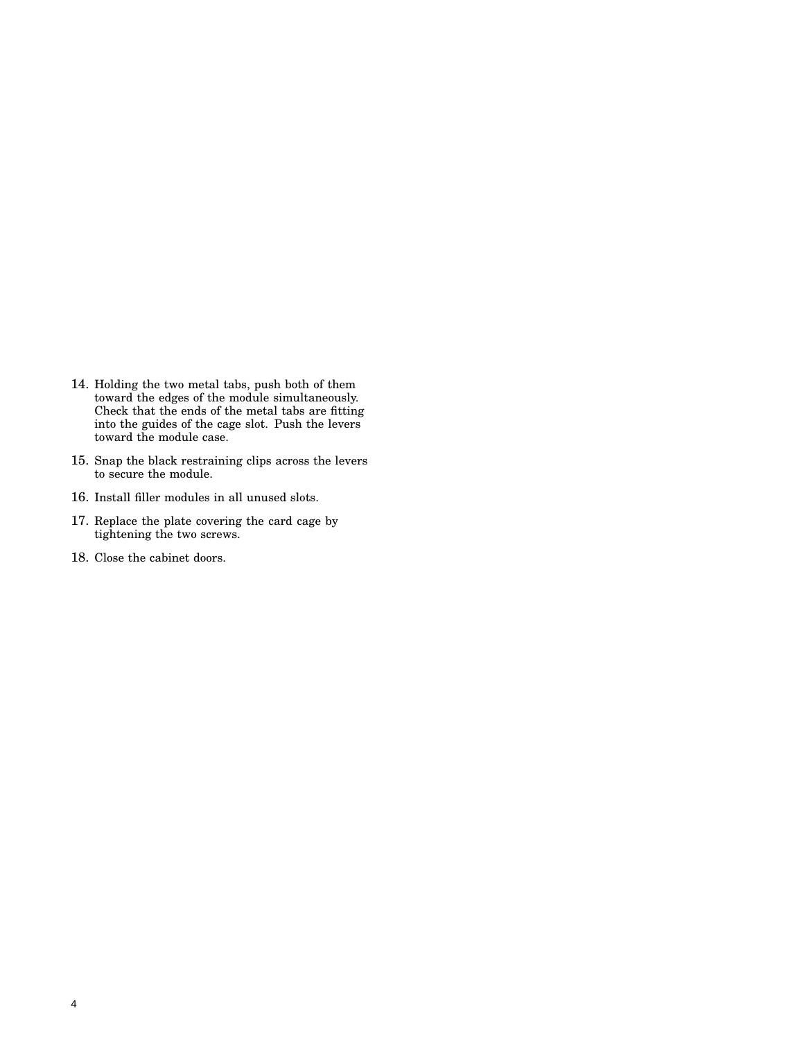14. Holding the two metal tabs, push both of them toward the edges of the module simultaneously. Check that the ends of the metal tabs are fitting into the guides of the cage slot. Push the levers toward the module case.

15. Snap the black restraining clips across the levers to secure the module.

16. Install filler modules in all unused slots.

17. Replace the plate covering the card cage by tightening the two screws.

18. Close the cabinet doors.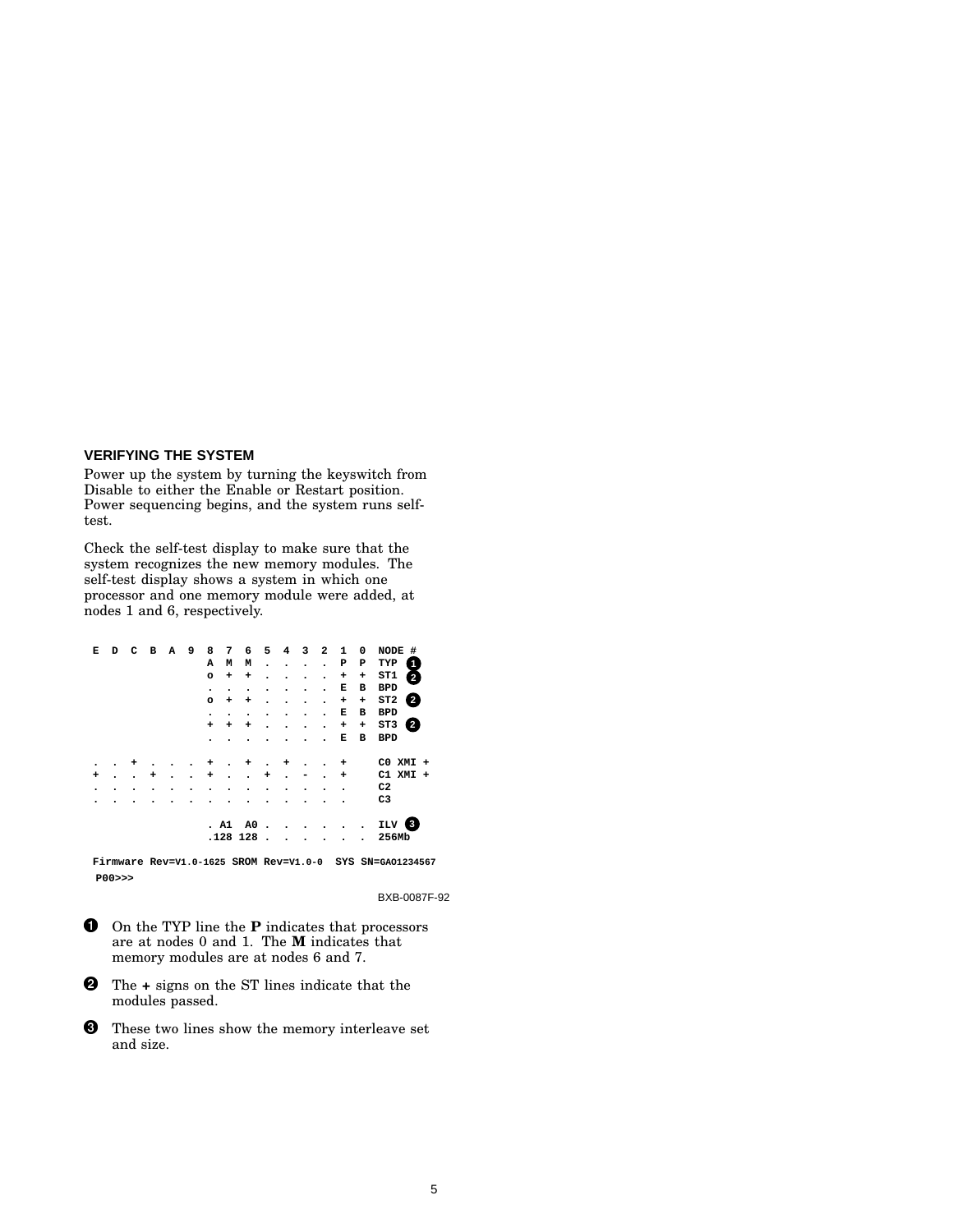## VERIFYING THE SYSTEM

Power up the system by turning the keyswitch from Disable to either the Enable or Restart position. Power sequencing begins, and the system runs self-test.

Check the self-test display to make sure that the system recognizes the new memory modules. The self-test display shows a system in which one processor and one memory module were added, at nodes 1 and 6, respectively.

```
E  D  C  B  A  9  8  7  6  5  4  3  2  1  0  NODE #
                  A  M  M  .  .  .  .  P  P  TYP  ❶
                  o  +  +  .  .  .  .  +  +  ST1  ❷
                  .  .  .  .  .  .  .  E  B  BPD
                  o  +  +  .  .  .  .  +  +  ST2  ❷
                  .  .  .  .  .  .  .  E  B  BPD
                  +  +  +  .  .  .  .  +  +  ST3  ❷
                  .  .  .  .  .  .  .  E  B  BPD

.  .  +  .  .  .  +  .  +  .  +  .  .  +     C0 XMI +
+  .  .  +  .  .  +  .  .  +  .  -  .  +     C1 XMI +
.  .  .  .  .  .  .  .  .  .  .  .  .  .     C2
.  .  .  .  .  .  .  .  .  .  .  .  .  .     C3

                  . A1  A0 .  .  .  .  .  .  ILV  ❸
                  .128 128 .  .  .  .  .  .  256Mb

Firmware Rev=V1.0-1625 SROM Rev=V1.0-0  SYS SN=GA01234567
P00>>>
```

BXB-0087F-92

❶ On the TYP line the **P** indicates that processors are at nodes 0 and 1. The **M** indicates that memory modules are at nodes 6 and 7.

❷ The **+** signs on the ST lines indicate that the modules passed.

❸ These two lines show the memory interleave set and size.